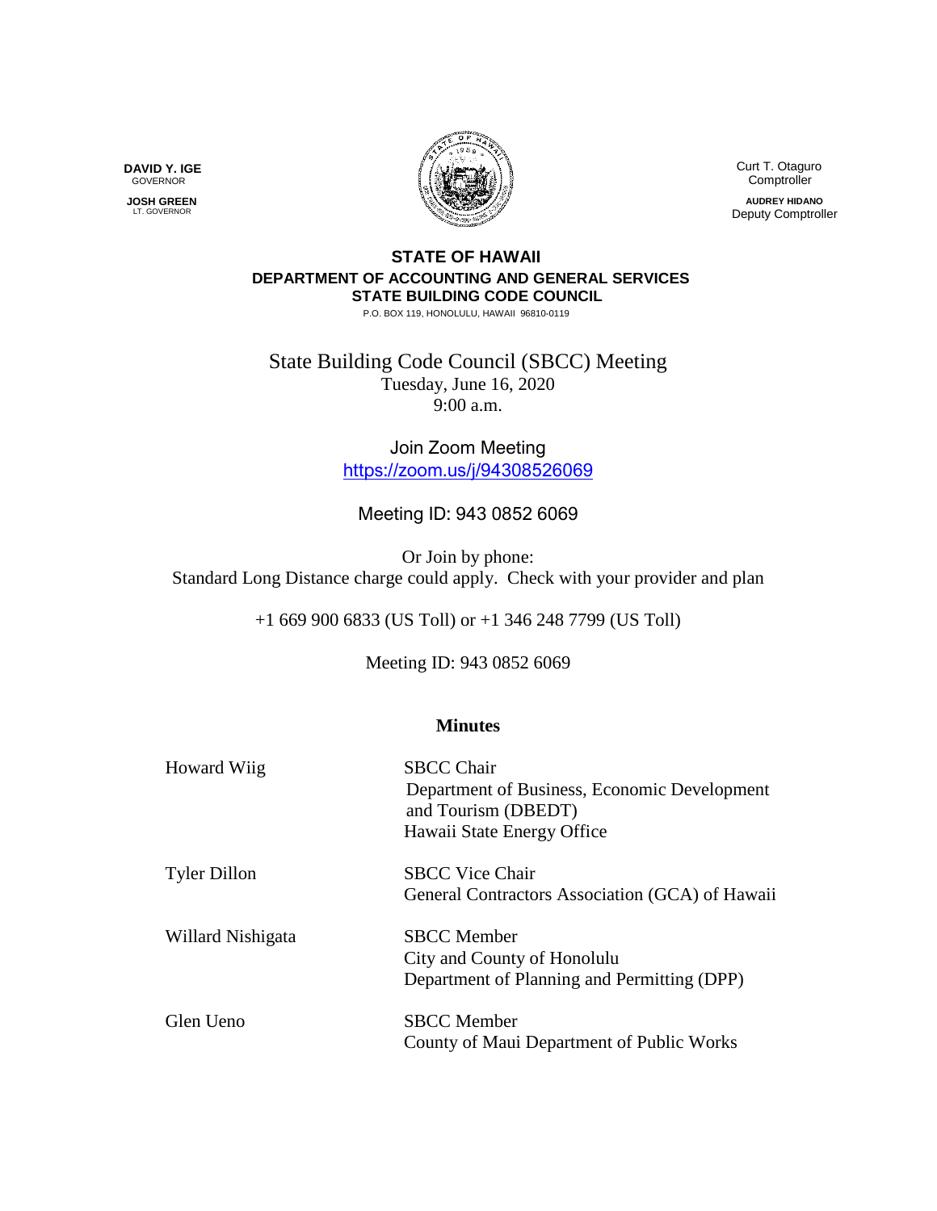**DAVID Y. IGE**
GOVERNOR

**JOSH GREEN**
LT. GOVERNOR

Curt T. Otaguro
Comptroller

**AUDREY HIDANO**
Deputy Comptroller

**STATE OF HAWAII**
**DEPARTMENT OF ACCOUNTING AND GENERAL SERVICES**
**STATE BUILDING CODE COUNCIL**
P.O. BOX 119, HONOLULU, HAWAII 96810-0119

# State Building Code Council (SBCC) Meeting

Tuesday, June 16, 2020
9:00 a.m.

Join Zoom Meeting
https://zoom.us/j/94308526069

Meeting ID: 943 0852 6069

Or Join by phone:
Standard Long Distance charge could apply. Check with your provider and plan

+1 669 900 6833 (US Toll) or +1 346 248 7799 (US Toll)

Meeting ID: 943 0852 6069

## Minutes

| | |
|---|---|
| Howard Wiig | SBCC Chair<br>Department of Business, Economic Development and Tourism (DBEDT)<br>Hawaii State Energy Office |
| Tyler Dillon | SBCC Vice Chair<br>General Contractors Association (GCA) of Hawaii |
| Willard Nishigata | SBCC Member<br>City and County of Honolulu<br>Department of Planning and Permitting (DPP) |
| Glen Ueno | SBCC Member<br>County of Maui Department of Public Works |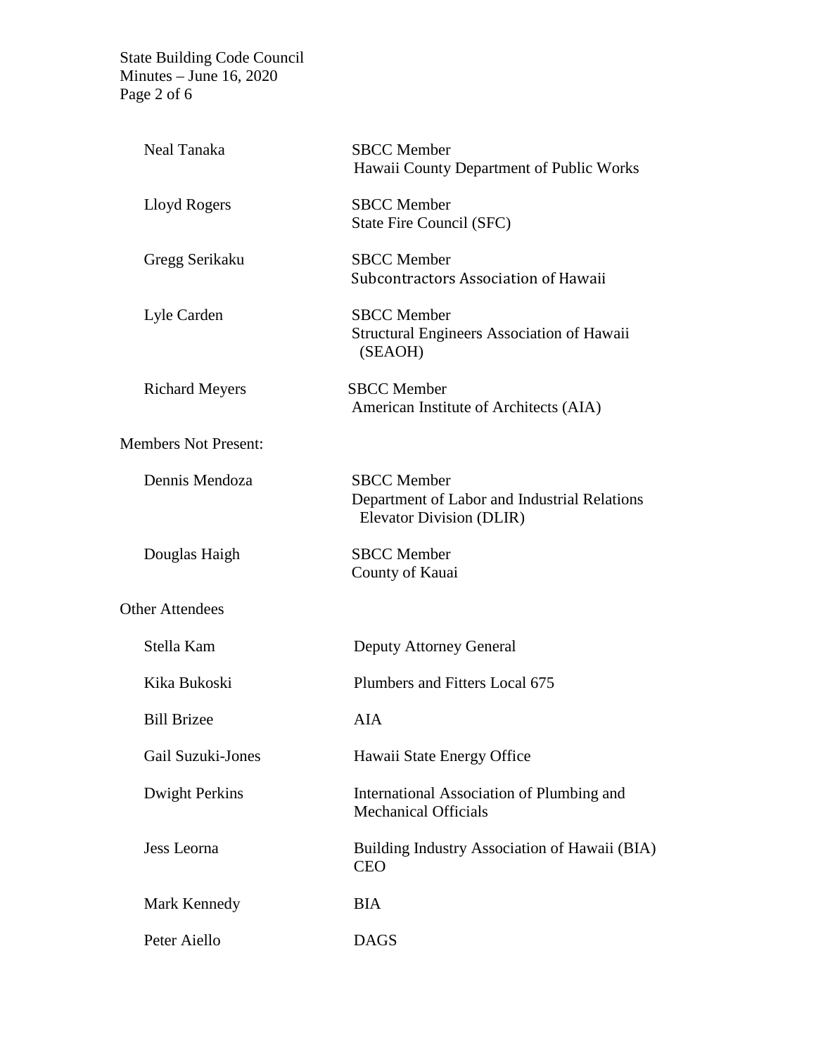| | |
|---|---|
| Neal Tanaka | SBCC Member<br>Hawaii County Department of Public Works |
| Lloyd Rogers | SBCC Member<br>State Fire Council (SFC) |
| Gregg Serikaku | SBCC Member<br>Subcontractors Association of Hawaii |
| Lyle Carden | SBCC Member<br>Structural Engineers Association of Hawaii (SEAOH) |
| Richard Meyers | SBCC Member<br>American Institute of Architects (AIA) |

Members Not Present:

| | |
|---|---|
| Dennis Mendoza | SBCC Member<br>Department of Labor and Industrial Relations Elevator Division (DLIR) |
| Douglas Haigh | SBCC Member<br>County of Kauai |

Other Attendees

| | |
|---|---|
| Stella Kam | Deputy Attorney General |
| Kika Bukoski | Plumbers and Fitters Local 675 |
| Bill Brizee | AIA |
| Gail Suzuki-Jones | Hawaii State Energy Office |
| Dwight Perkins | International Association of Plumbing and Mechanical Officials |
| Jess Leorna | Building Industry Association of Hawaii (BIA) CEO |
| Mark Kennedy | BIA |
| Peter Aiello | DAGS |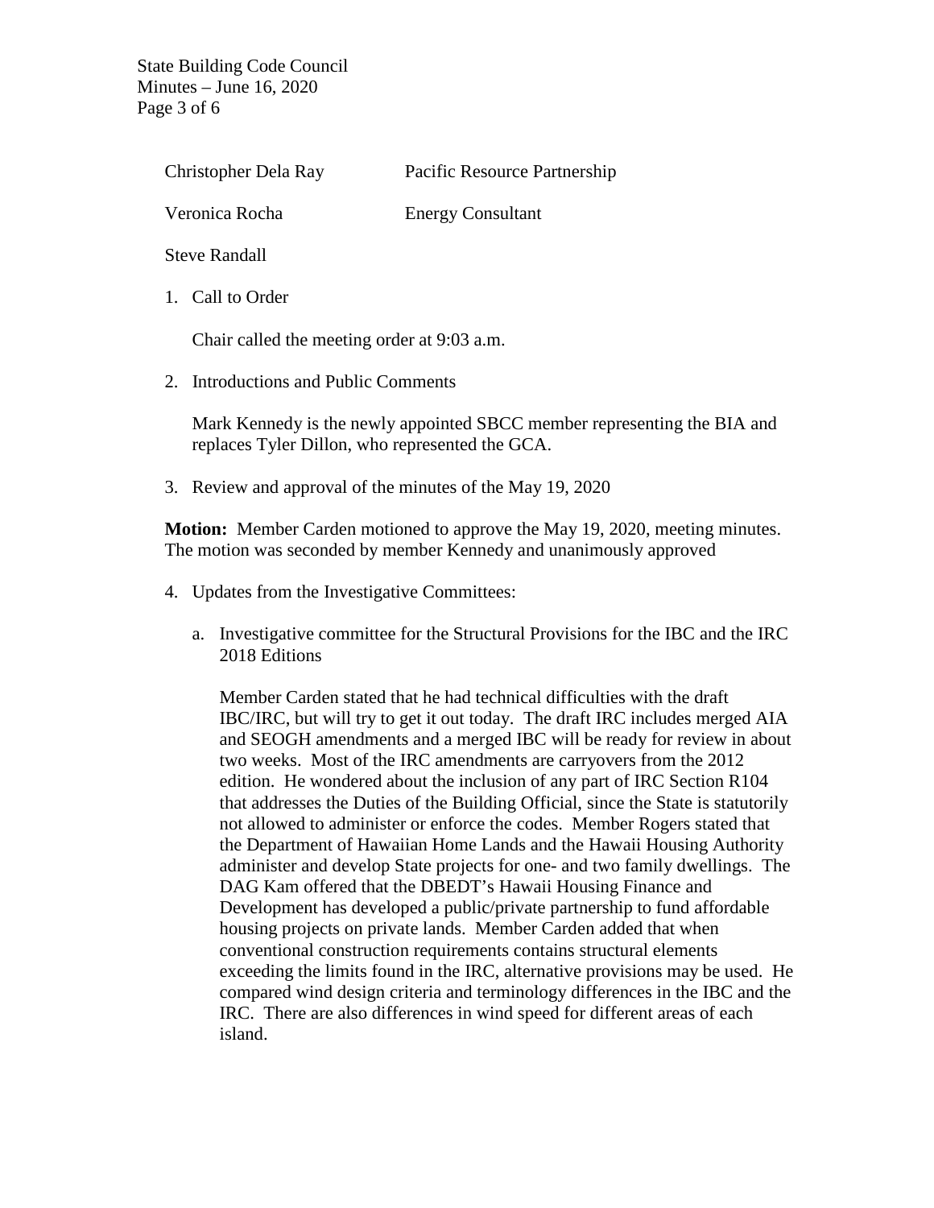| | |
|---|---|
| Christopher Dela Ray | Pacific Resource Partnership |
| Veronica Rocha | Energy Consultant |
| Steve Randall | |

1. Call to Order

   Chair called the meeting order at 9:03 a.m.

2. Introductions and Public Comments

   Mark Kennedy is the newly appointed SBCC member representing the BIA and replaces Tyler Dillon, who represented the GCA.

3. Review and approval of the minutes of the May 19, 2020

**Motion:** Member Carden motioned to approve the May 19, 2020, meeting minutes. The motion was seconded by member Kennedy and unanimously approved

4. Updates from the Investigative Committees:

   a. Investigative committee for the Structural Provisions for the IBC and the IRC 2018 Editions

      Member Carden stated that he had technical difficulties with the draft IBC/IRC, but will try to get it out today. The draft IRC includes merged AIA and SEOGH amendments and a merged IBC will be ready for review in about two weeks. Most of the IRC amendments are carryovers from the 2012 edition. He wondered about the inclusion of any part of IRC Section R104 that addresses the Duties of the Building Official, since the State is statutorily not allowed to administer or enforce the codes. Member Rogers stated that the Department of Hawaiian Home Lands and the Hawaii Housing Authority administer and develop State projects for one- and two family dwellings. The DAG Kam offered that the DBEDT's Hawaii Housing Finance and Development has developed a public/private partnership to fund affordable housing projects on private lands. Member Carden added that when conventional construction requirements contains structural elements exceeding the limits found in the IRC, alternative provisions may be used. He compared wind design criteria and terminology differences in the IBC and the IRC. There are also differences in wind speed for different areas of each island.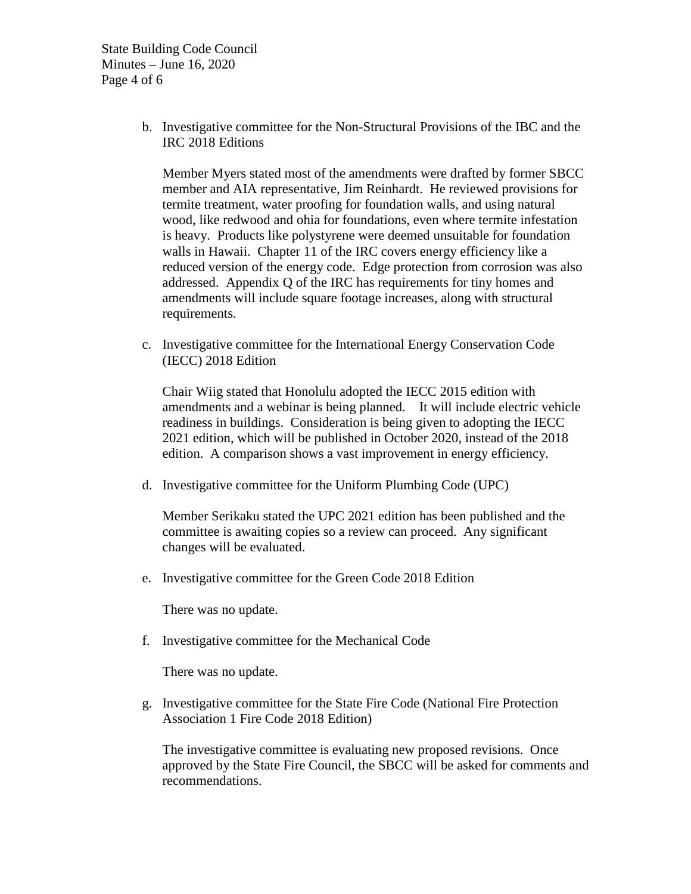b. Investigative committee for the Non-Structural Provisions of the IBC and the IRC 2018 Editions

   Member Myers stated most of the amendments were drafted by former SBCC member and AIA representative, Jim Reinhardt. He reviewed provisions for termite treatment, water proofing for foundation walls, and using natural wood, like redwood and ohia for foundations, even where termite infestation is heavy. Products like polystyrene were deemed unsuitable for foundation walls in Hawaii. Chapter 11 of the IRC covers energy efficiency like a reduced version of the energy code. Edge protection from corrosion was also addressed. Appendix Q of the IRC has requirements for tiny homes and amendments will include square footage increases, along with structural requirements.

c. Investigative committee for the International Energy Conservation Code (IECC) 2018 Edition

   Chair Wiig stated that Honolulu adopted the IECC 2015 edition with amendments and a webinar is being planned. It will include electric vehicle readiness in buildings. Consideration is being given to adopting the IECC 2021 edition, which will be published in October 2020, instead of the 2018 edition. A comparison shows a vast improvement in energy efficiency.

d. Investigative committee for the Uniform Plumbing Code (UPC)

   Member Serikaku stated the UPC 2021 edition has been published and the committee is awaiting copies so a review can proceed. Any significant changes will be evaluated.

e. Investigative committee for the Green Code 2018 Edition

   There was no update.

f. Investigative committee for the Mechanical Code

   There was no update.

g. Investigative committee for the State Fire Code (National Fire Protection Association 1 Fire Code 2018 Edition)

   The investigative committee is evaluating new proposed revisions. Once approved by the State Fire Council, the SBCC will be asked for comments and recommendations.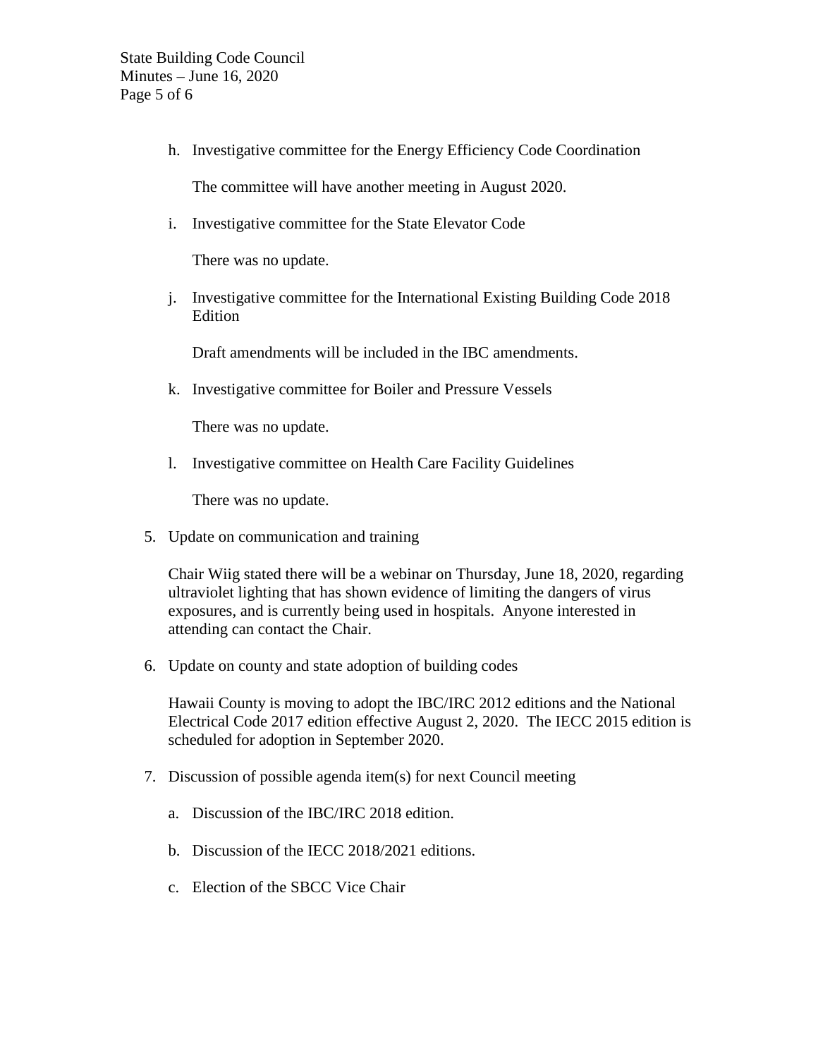h. Investigative committee for the Energy Efficiency Code Coordination

   The committee will have another meeting in August 2020.

i. Investigative committee for the State Elevator Code

   There was no update.

j. Investigative committee for the International Existing Building Code 2018 Edition

   Draft amendments will be included in the IBC amendments.

k. Investigative committee for Boiler and Pressure Vessels

   There was no update.

l. Investigative committee on Health Care Facility Guidelines

   There was no update.

5. Update on communication and training

   Chair Wiig stated there will be a webinar on Thursday, June 18, 2020, regarding ultraviolet lighting that has shown evidence of limiting the dangers of virus exposures, and is currently being used in hospitals. Anyone interested in attending can contact the Chair.

6. Update on county and state adoption of building codes

   Hawaii County is moving to adopt the IBC/IRC 2012 editions and the National Electrical Code 2017 edition effective August 2, 2020. The IECC 2015 edition is scheduled for adoption in September 2020.

7. Discussion of possible agenda item(s) for next Council meeting

   a. Discussion of the IBC/IRC 2018 edition.

   b. Discussion of the IECC 2018/2021 editions.

   c. Election of the SBCC Vice Chair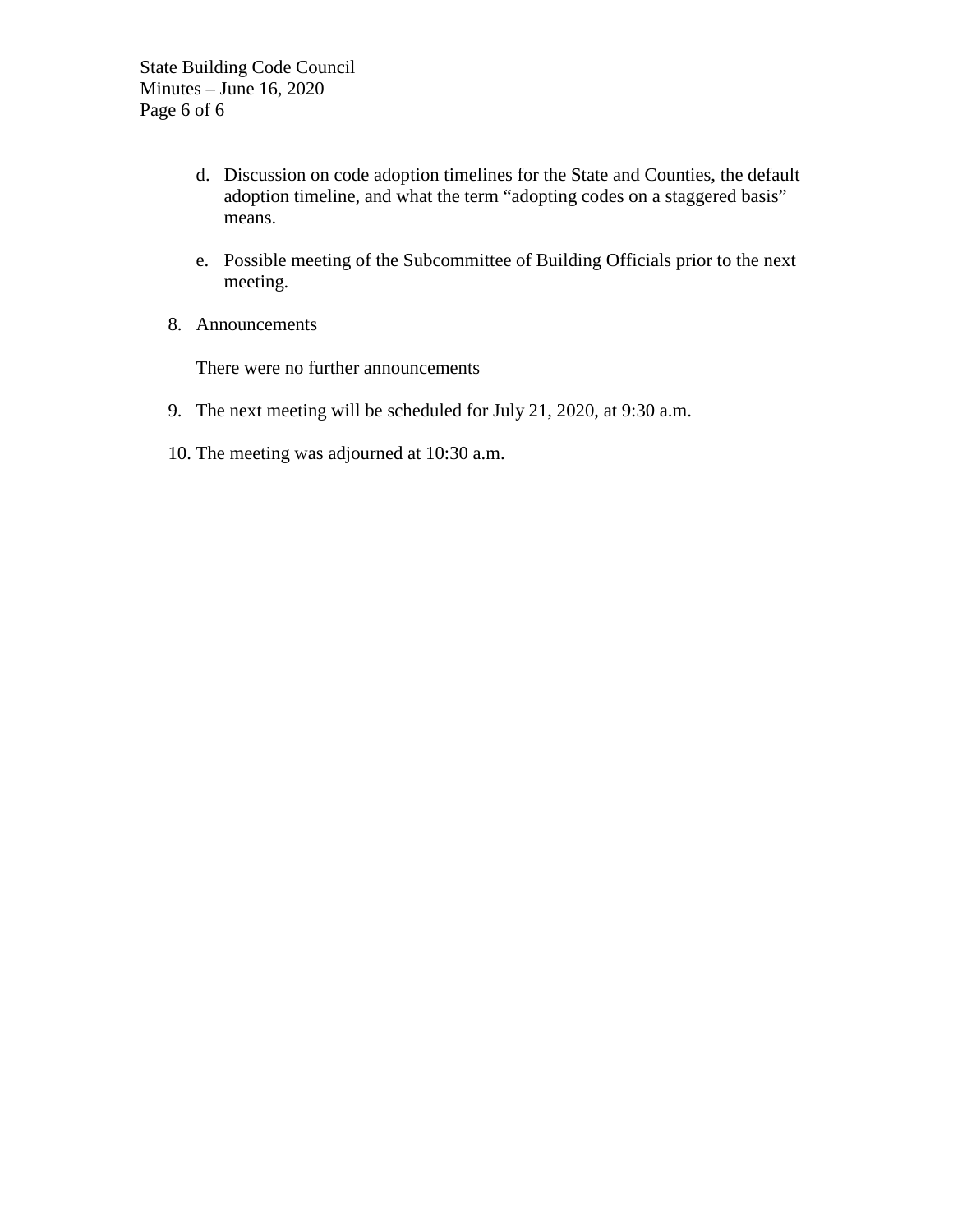d. Discussion on code adoption timelines for the State and Counties, the default adoption timeline, and what the term "adopting codes on a staggered basis" means.

e. Possible meeting of the Subcommittee of Building Officials prior to the next meeting.

8. Announcements

   There were no further announcements

9. The next meeting will be scheduled for July 21, 2020, at 9:30 a.m.

10. The meeting was adjourned at 10:30 a.m.